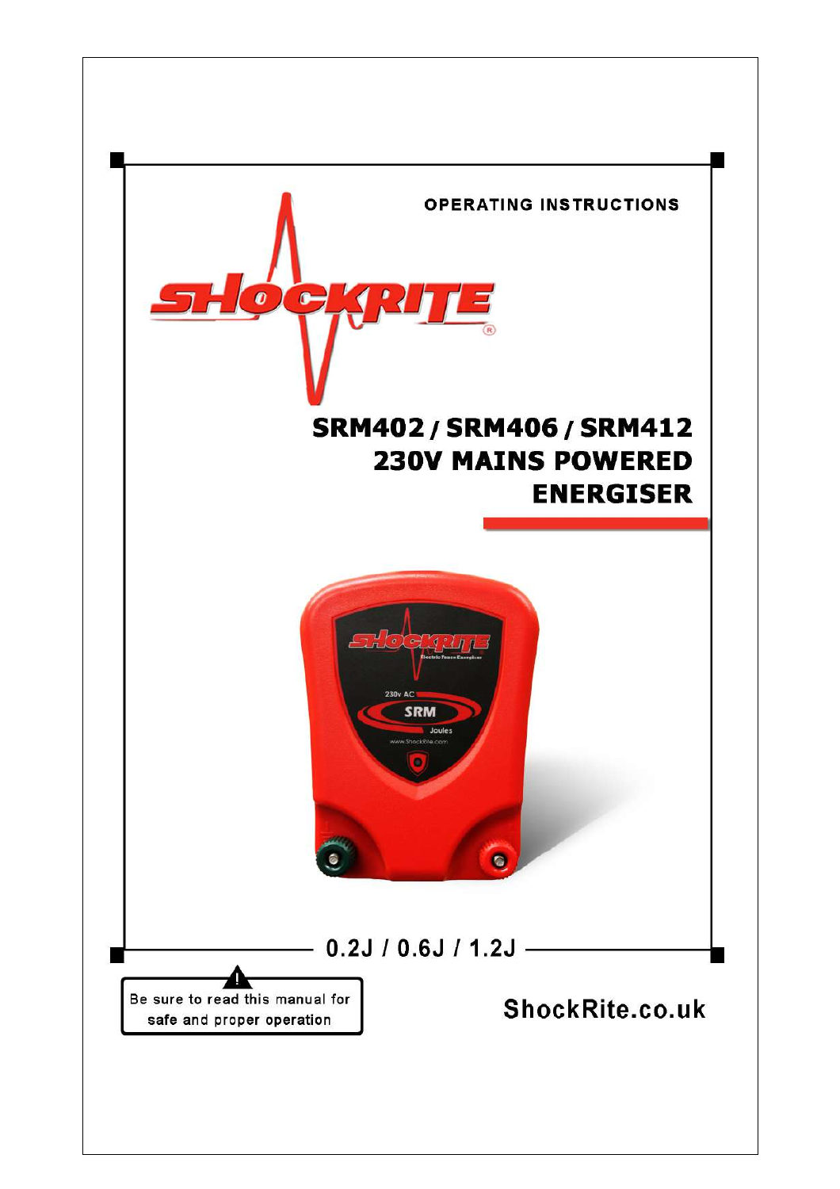OPERATING INSTRUCTIONS

# SHOCKRITE®

## SRM402 / SRM406 / SRM412
## 230V MAINS POWERED ENERGISER

0.2J / 0.6J / 1.2J

Be sure to read this manual for safe and proper operation

ShockRite.co.uk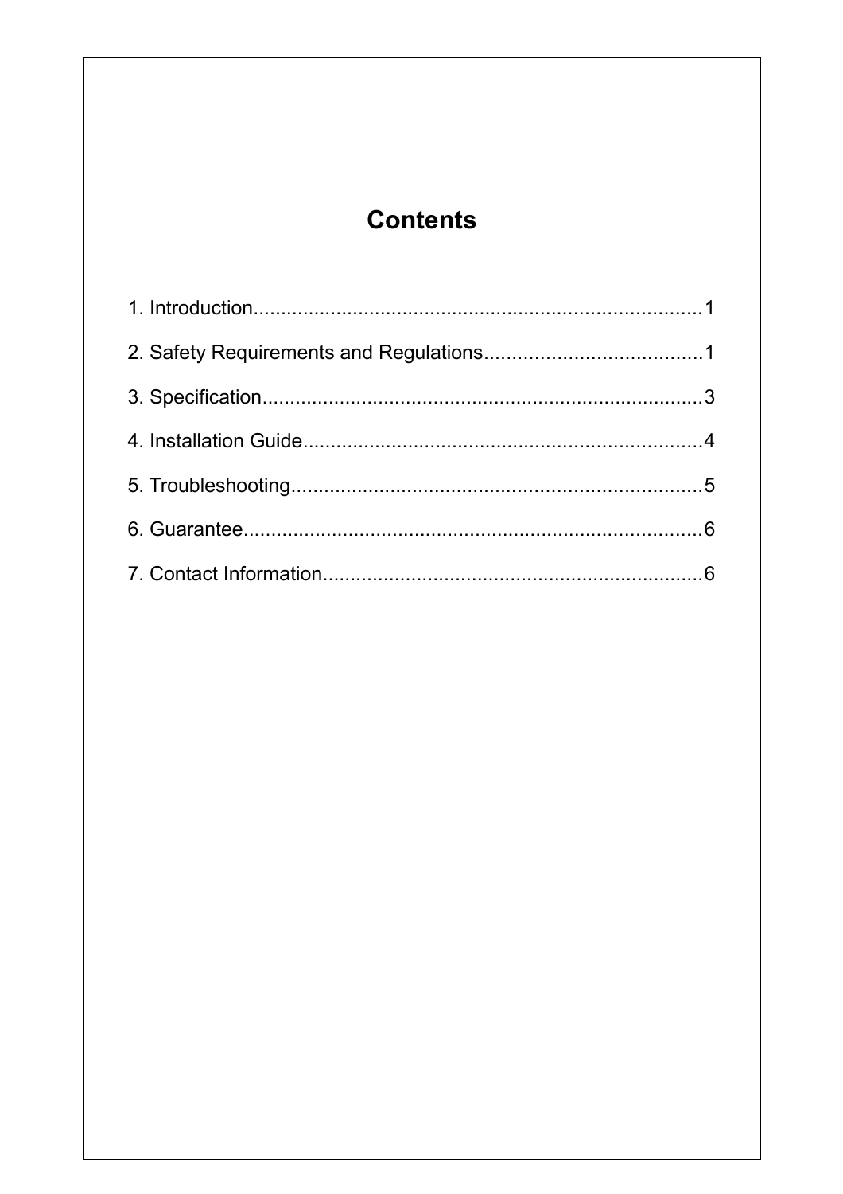# Contents

1. Introduction.................................................................................1
2. Safety Requirements and Regulations.......................................1
3. Specification................................................................................3
4. Installation Guide........................................................................4
5. Troubleshooting...........................................................................5
6. Guarantee....................................................................................6
7. Contact Information.....................................................................6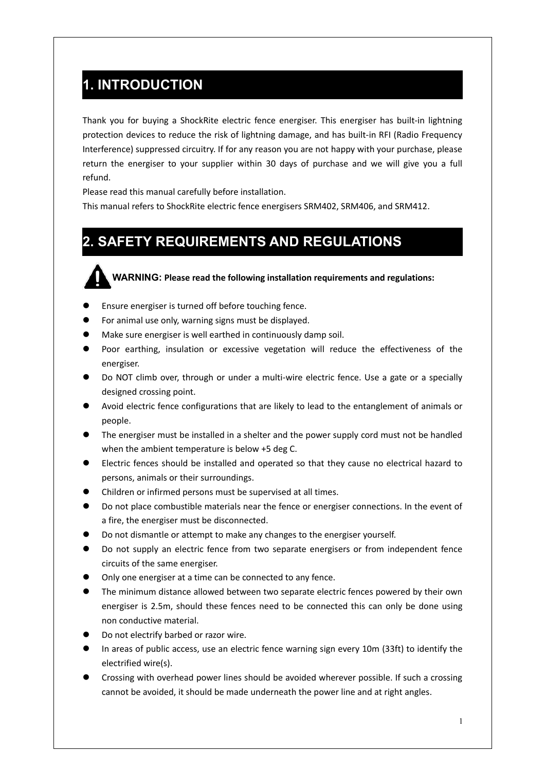## 1. INTRODUCTION

Thank you for buying a ShockRite electric fence energiser. This energiser has built-in lightning protection devices to reduce the risk of lightning damage, and has built-in RFI (Radio Frequency Interference) suppressed circuitry. If for any reason you are not happy with your purchase, please return the energiser to your supplier within 30 days of purchase and we will give you a full refund.

Please read this manual carefully before installation.

This manual refers to ShockRite electric fence energisers SRM402, SRM406, and SRM412.

## 2. SAFETY REQUIREMENTS AND REGULATIONS

**WARNING: Please read the following installation requirements and regulations:**

- Ensure energiser is turned off before touching fence.
- For animal use only, warning signs must be displayed.
- Make sure energiser is well earthed in continuously damp soil.
- Poor earthing, insulation or excessive vegetation will reduce the effectiveness of the energiser.
- Do NOT climb over, through or under a multi-wire electric fence. Use a gate or a specially designed crossing point.
- Avoid electric fence configurations that are likely to lead to the entanglement of animals or people.
- The energiser must be installed in a shelter and the power supply cord must not be handled when the ambient temperature is below +5 deg C.
- Electric fences should be installed and operated so that they cause no electrical hazard to persons, animals or their surroundings.
- Children or infirmed persons must be supervised at all times.
- Do not place combustible materials near the fence or energiser connections. In the event of a fire, the energiser must be disconnected.
- Do not dismantle or attempt to make any changes to the energiser yourself.
- Do not supply an electric fence from two separate energisers or from independent fence circuits of the same energiser.
- Only one energiser at a time can be connected to any fence.
- The minimum distance allowed between two separate electric fences powered by their own energiser is 2.5m, should these fences need to be connected this can only be done using non conductive material.
- Do not electrify barbed or razor wire.
- In areas of public access, use an electric fence warning sign every 10m (33ft) to identify the electrified wire(s).
- Crossing with overhead power lines should be avoided wherever possible. If such a crossing cannot be avoided, it should be made underneath the power line and at right angles.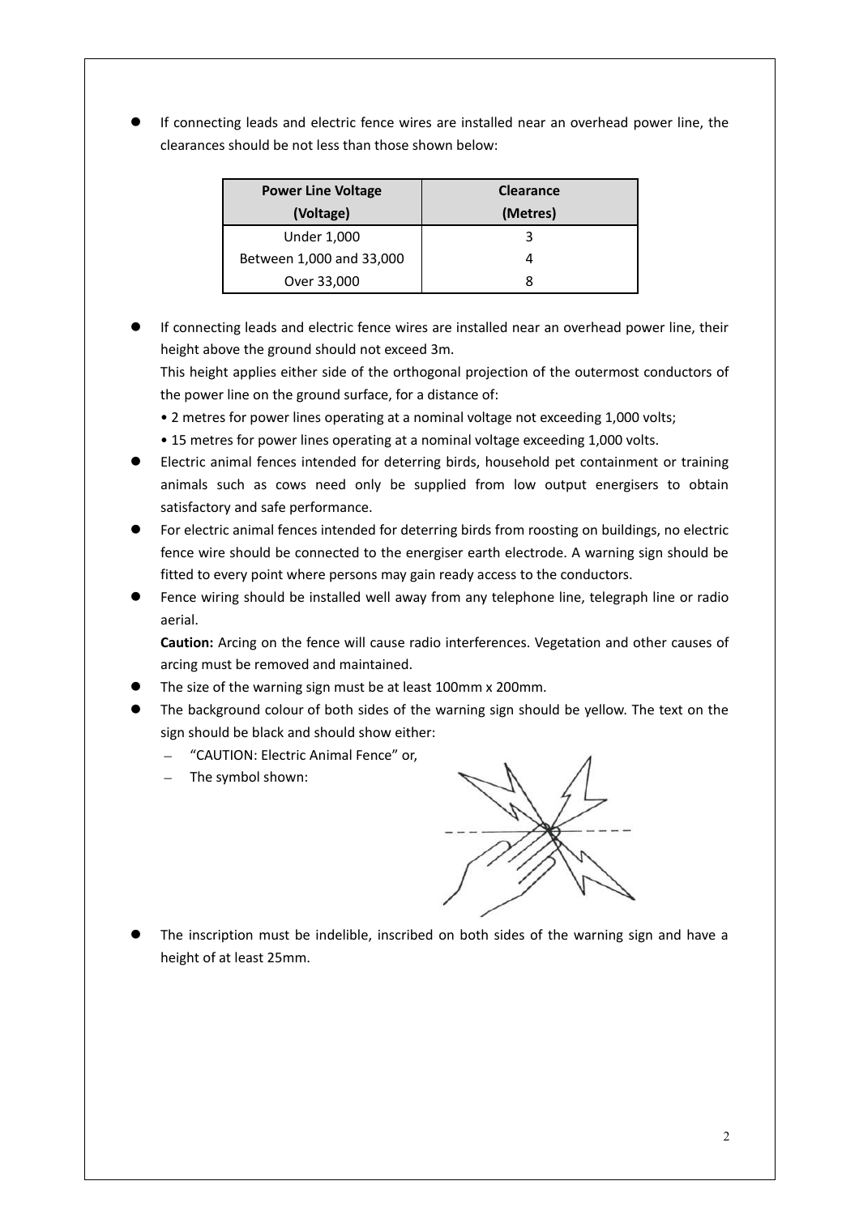- If connecting leads and electric fence wires are installed near an overhead power line, the clearances should be not less than those shown below:

| Power Line Voltage (Voltage) | Clearance (Metres) |
|---|---|
| Under 1,000 | 3 |
| Between 1,000 and 33,000 | 4 |
| Over 33,000 | 8 |

- If connecting leads and electric fence wires are installed near an overhead power line, their height above the ground should not exceed 3m.

  This height applies either side of the orthogonal projection of the outermost conductors of the power line on the ground surface, for a distance of:

  • 2 metres for power lines operating at a nominal voltage not exceeding 1,000 volts;

  • 15 metres for power lines operating at a nominal voltage exceeding 1,000 volts.

- Electric animal fences intended for deterring birds, household pet containment or training animals such as cows need only be supplied from low output energisers to obtain satisfactory and safe performance.
- For electric animal fences intended for deterring birds from roosting on buildings, no electric fence wire should be connected to the energiser earth electrode. A warning sign should be fitted to every point where persons may gain ready access to the conductors.
- Fence wiring should be installed well away from any telephone line, telegraph line or radio aerial.

  **Caution:** Arcing on the fence will cause radio interferences. Vegetation and other causes of arcing must be removed and maintained.

- The size of the warning sign must be at least 100mm x 200mm.
- The background colour of both sides of the warning sign should be yellow. The text on the sign should be black and should show either:
  - "CAUTION: Electric Animal Fence" or,
  - The symbol shown:
- The inscription must be indelible, inscribed on both sides of the warning sign and have a height of at least 25mm.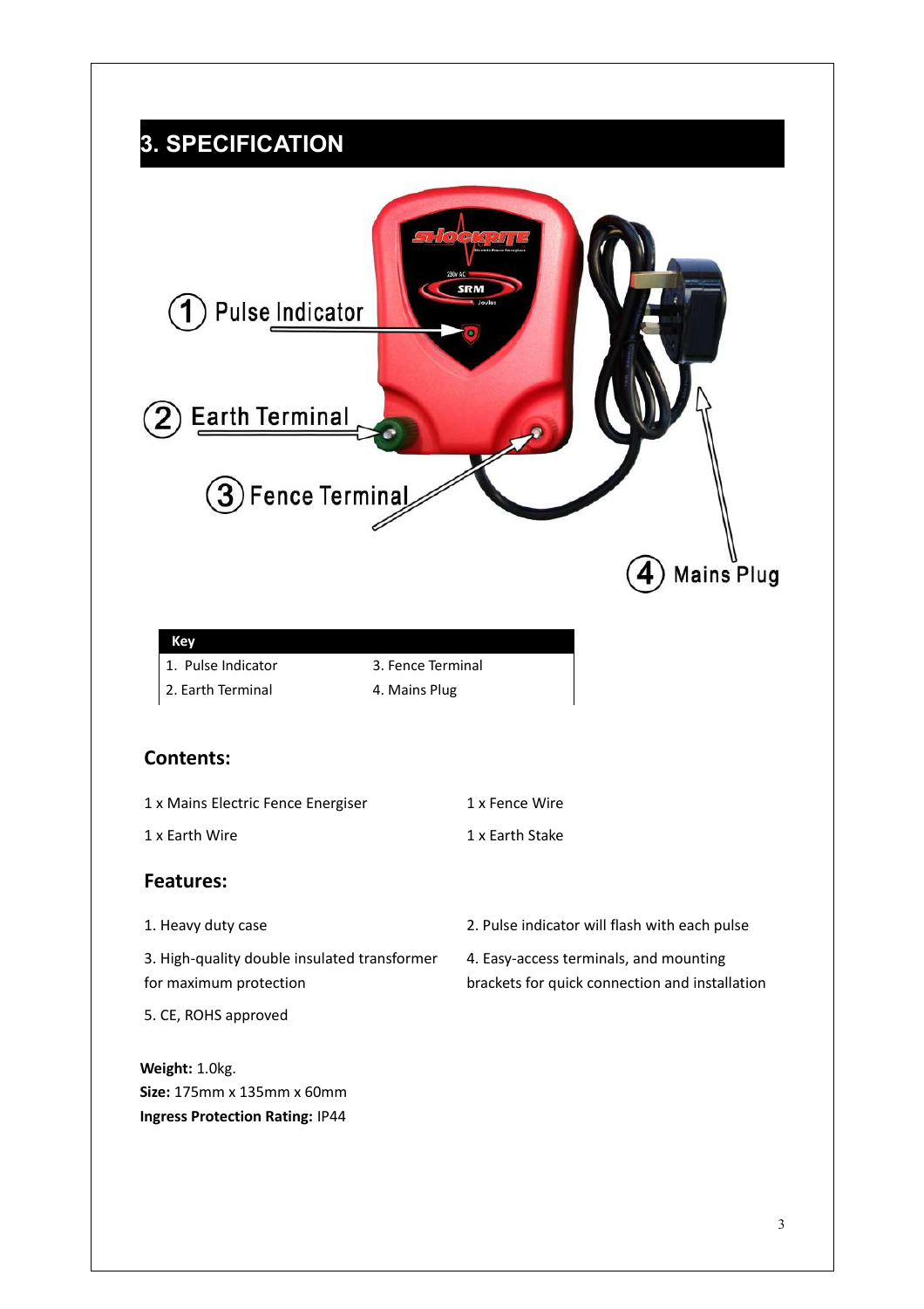## 3. SPECIFICATION

| Key | |
|---|---|
| 1. Pulse Indicator | 3. Fence Terminal |
| 2. Earth Terminal | 4. Mains Plug |

### Contents:

1 x Mains Electric Fence Energiser

1 x Earth Wire

1 x Fence Wire

1 x Earth Stake

### Features:

1. Heavy duty case
2. Pulse indicator will flash with each pulse
3. High-quality double insulated transformer for maximum protection
4. Easy-access terminals, and mounting brackets for quick connection and installation
5. CE, ROHS approved

**Weight:** 1.0kg.
**Size:** 175mm x 135mm x 60mm
**Ingress Protection Rating:** IP44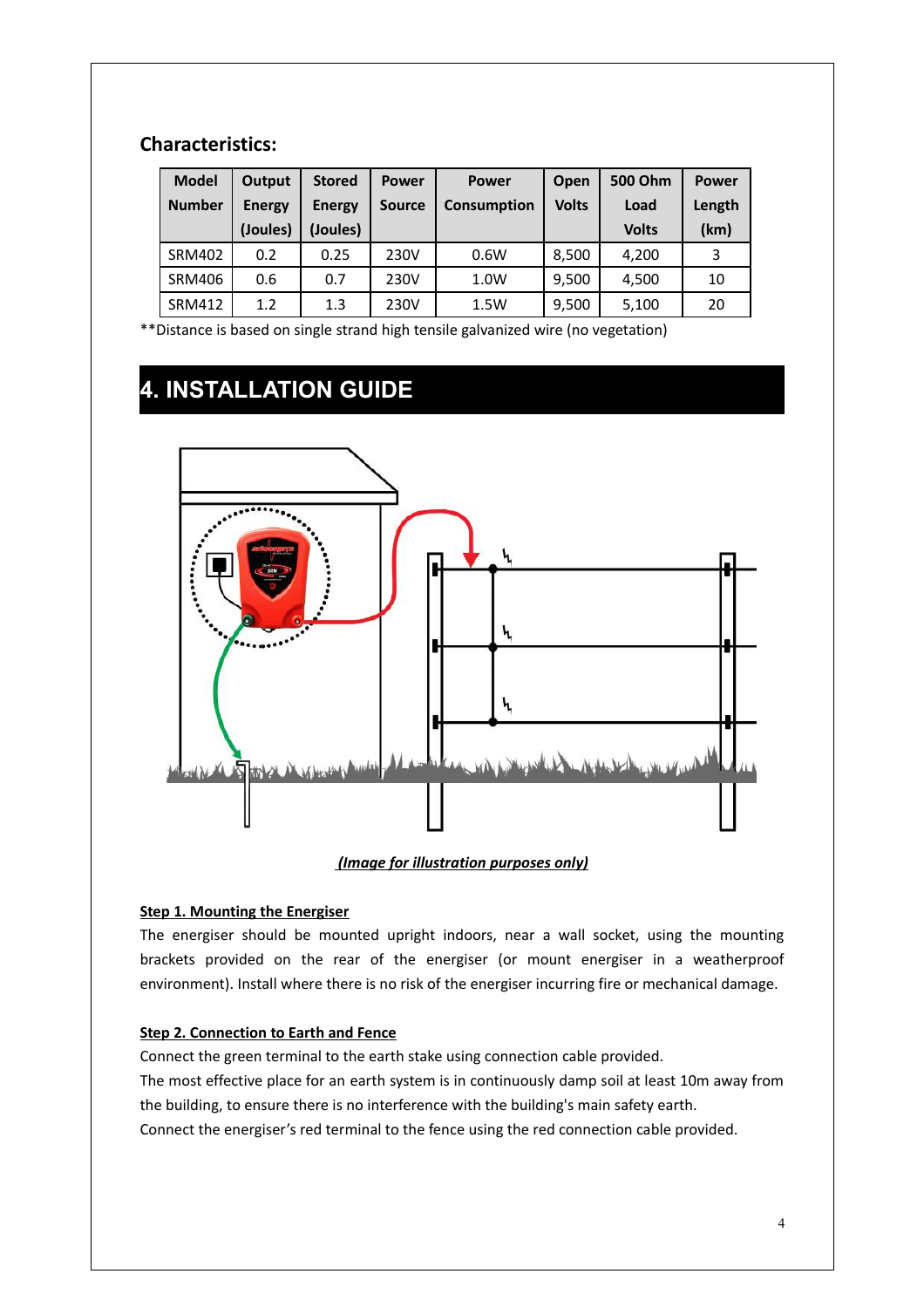### Characteristics:

| Model Number | Output Energy (Joules) | Stored Energy (Joules) | Power Source | Power Consumption | Open Volts | 500 Ohm Load Volts | Power Length (km) |
|---|---|---|---|---|---|---|---|
| SRM402 | 0.2 | 0.25 | 230V | 0.6W | 8,500 | 4,200 | 3 |
| SRM406 | 0.6 | 0.7 | 230V | 1.0W | 9,500 | 4,500 | 10 |
| SRM412 | 1.2 | 1.3 | 230V | 1.5W | 9,500 | 5,100 | 20 |

**Distance is based on single strand high tensile galvanized wire (no vegetation)

# 4. INSTALLATION GUIDE

***(Image for illustration purposes only)***

**Step 1. Mounting the Energiser**

The energiser should be mounted upright indoors, near a wall socket, using the mounting brackets provided on the rear of the energiser (or mount energiser in a weatherproof environment). Install where there is no risk of the energiser incurring fire or mechanical damage.

**Step 2. Connection to Earth and Fence**

Connect the green terminal to the earth stake using connection cable provided.

The most effective place for an earth system is in continuously damp soil at least 10m away from the building, to ensure there is no interference with the building's main safety earth.

Connect the energiser's red terminal to the fence using the red connection cable provided.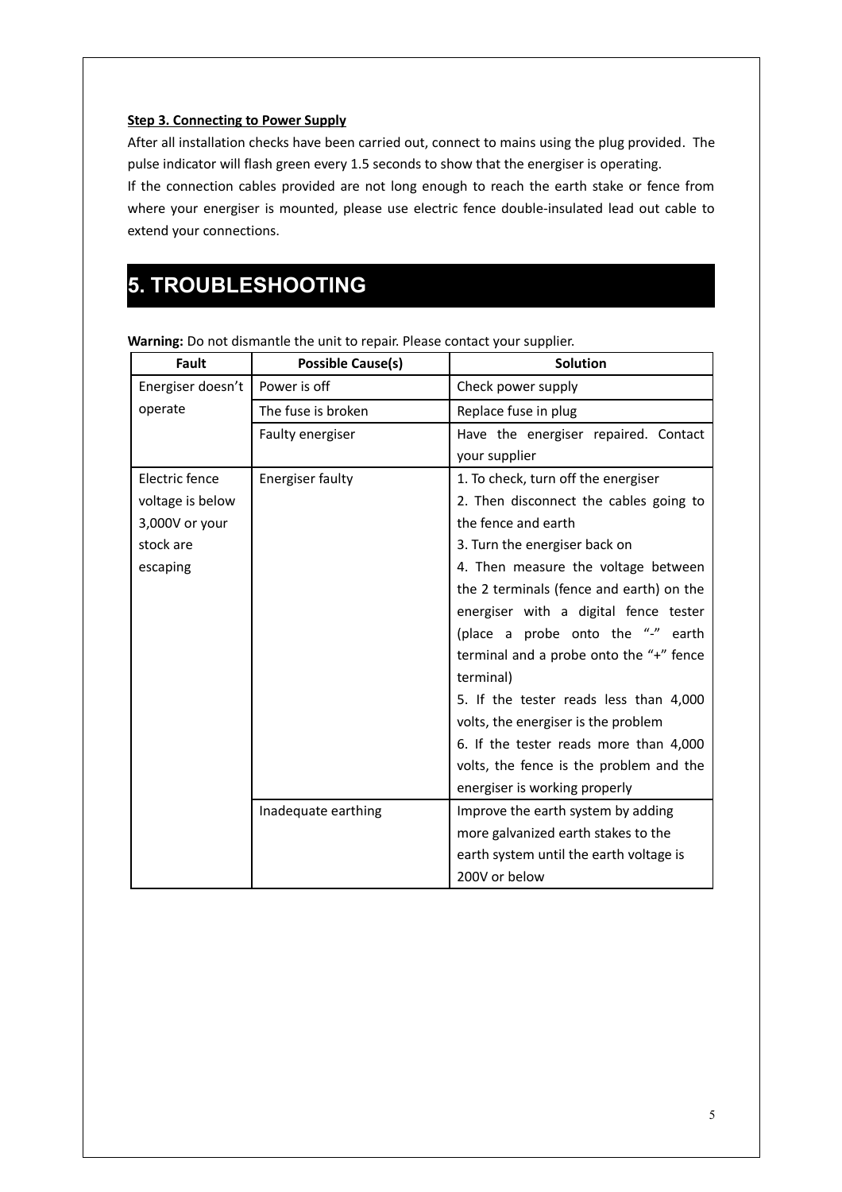**Step 3. Connecting to Power Supply**

After all installation checks have been carried out, connect to mains using the plug provided. The pulse indicator will flash green every 1.5 seconds to show that the energiser is operating.

If the connection cables provided are not long enough to reach the earth stake or fence from where your energiser is mounted, please use electric fence double-insulated lead out cable to extend your connections.

# 5. TROUBLESHOOTING

**Warning:** Do not dismantle the unit to repair. Please contact your supplier.

| Fault | Possible Cause(s) | Solution |
| --- | --- | --- |
| Energiser doesn't operate | Power is off | Check power supply |
| | The fuse is broken | Replace fuse in plug |
| | Faulty energiser | Have the energiser repaired. Contact your supplier |
| Electric fence voltage is below 3,000V or your stock are escaping | Energiser faulty | 1. To check, turn off the energiser<br>2. Then disconnect the cables going to the fence and earth<br>3. Turn the energiser back on<br>4. Then measure the voltage between the 2 terminals (fence and earth) on the energiser with a digital fence tester (place a probe onto the "-" earth terminal and a probe onto the "+" fence terminal)<br>5. If the tester reads less than 4,000 volts, the energiser is the problem<br>6. If the tester reads more than 4,000 volts, the fence is the problem and the energiser is working properly |
| | Inadequate earthing | Improve the earth system by adding more galvanized earth stakes to the earth system until the earth voltage is 200V or below |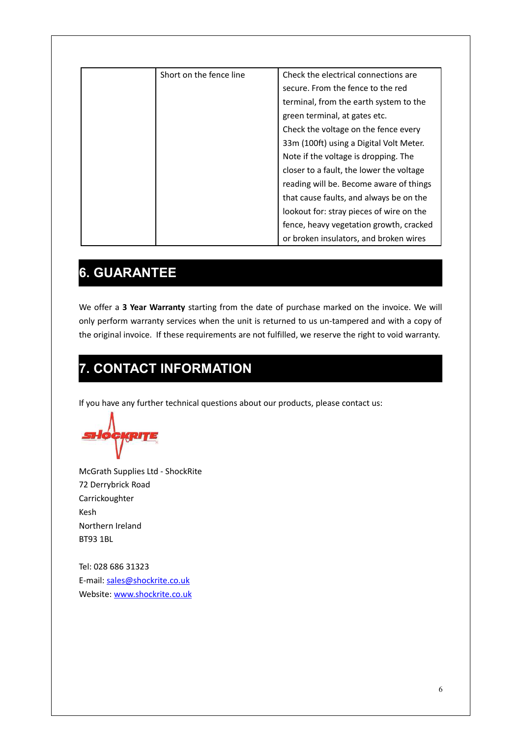| | | |
|---|---|---|
| | Short on the fence line | Check the electrical connections are secure. From the fence to the red terminal, from the earth system to the green terminal, at gates etc. Check the voltage on the fence every 33m (100ft) using a Digital Volt Meter. Note if the voltage is dropping. The closer to a fault, the lower the voltage reading will be. Become aware of things that cause faults, and always be on the lookout for: stray pieces of wire on the fence, heavy vegetation growth, cracked or broken insulators, and broken wires |

## 6. GUARANTEE

We offer a **3 Year Warranty** starting from the date of purchase marked on the invoice. We will only perform warranty services when the unit is returned to us un-tampered and with a copy of the original invoice. If these requirements are not fulfilled, we reserve the right to void warranty.

## 7. CONTACT INFORMATION

If you have any further technical questions about our products, please contact us:

SHOCKRITE

McGrath Supplies Ltd - ShockRite
72 Derrybrick Road
Carrickoughter
Kesh
Northern Ireland
BT93 1BL

Tel: 028 686 31323
E-mail: sales@shockrite.co.uk
Website: www.shockrite.co.uk